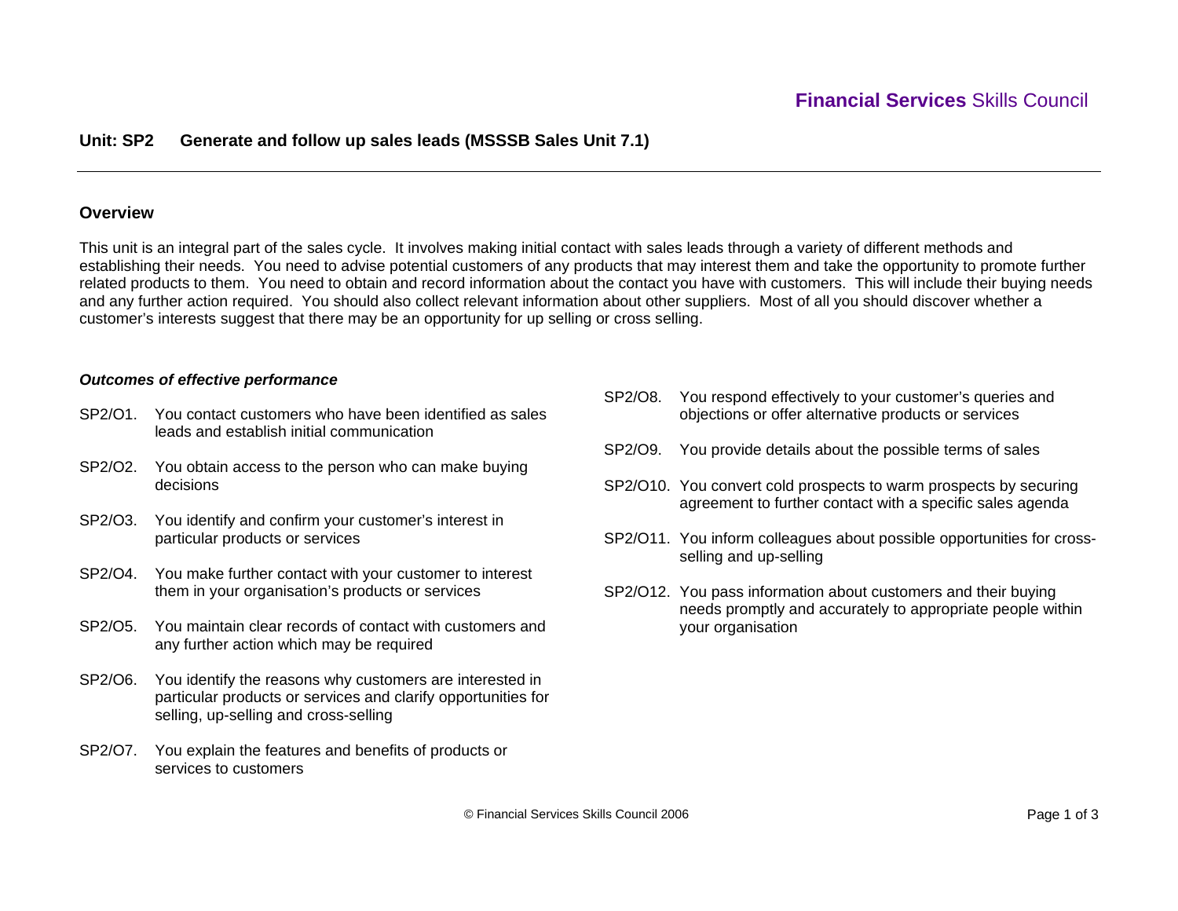**Financial Services** Skills Council

## Unit: SP2 Generate and follow up sales leads (MSSSB Sales Unit 7.1)

### Overview

This unit is an integral part of the sales cycle. It involves making initial contact with sales leads through a variety of different methods and establishing their needs. You need to advise potential customers of any products that may interest them and take the opportunity to promote further related products to them. You need to obtain and record information about the contact you have with customers. This will include their buying needs and any further action required. You should also collect relevant information about other suppliers. Most of all you should discover whether a customer's interests suggest that there may be an opportunity for up selling or cross selling.

***Outcomes of effective performance***

SP2/O1. You contact customers who have been identified as sales leads and establish initial communication

SP2/O2. You obtain access to the person who can make buying decisions

SP2/O3. You identify and confirm your customer's interest in particular products or services

SP2/O4. You make further contact with your customer to interest them in your organisation's products or services

SP2/O5. You maintain clear records of contact with customers and any further action which may be required

SP2/O6. You identify the reasons why customers are interested in particular products or services and clarify opportunities for selling, up-selling and cross-selling

SP2/O7. You explain the features and benefits of products or services to customers

SP2/O8. You respond effectively to your customer's queries and objections or offer alternative products or services

SP2/O9. You provide details about the possible terms of sales

SP2/O10. You convert cold prospects to warm prospects by securing agreement to further contact with a specific sales agenda

SP2/O11. You inform colleagues about possible opportunities for cross-selling and up-selling

SP2/O12. You pass information about customers and their buying needs promptly and accurately to appropriate people within your organisation

© Financial Services Skills Council 2006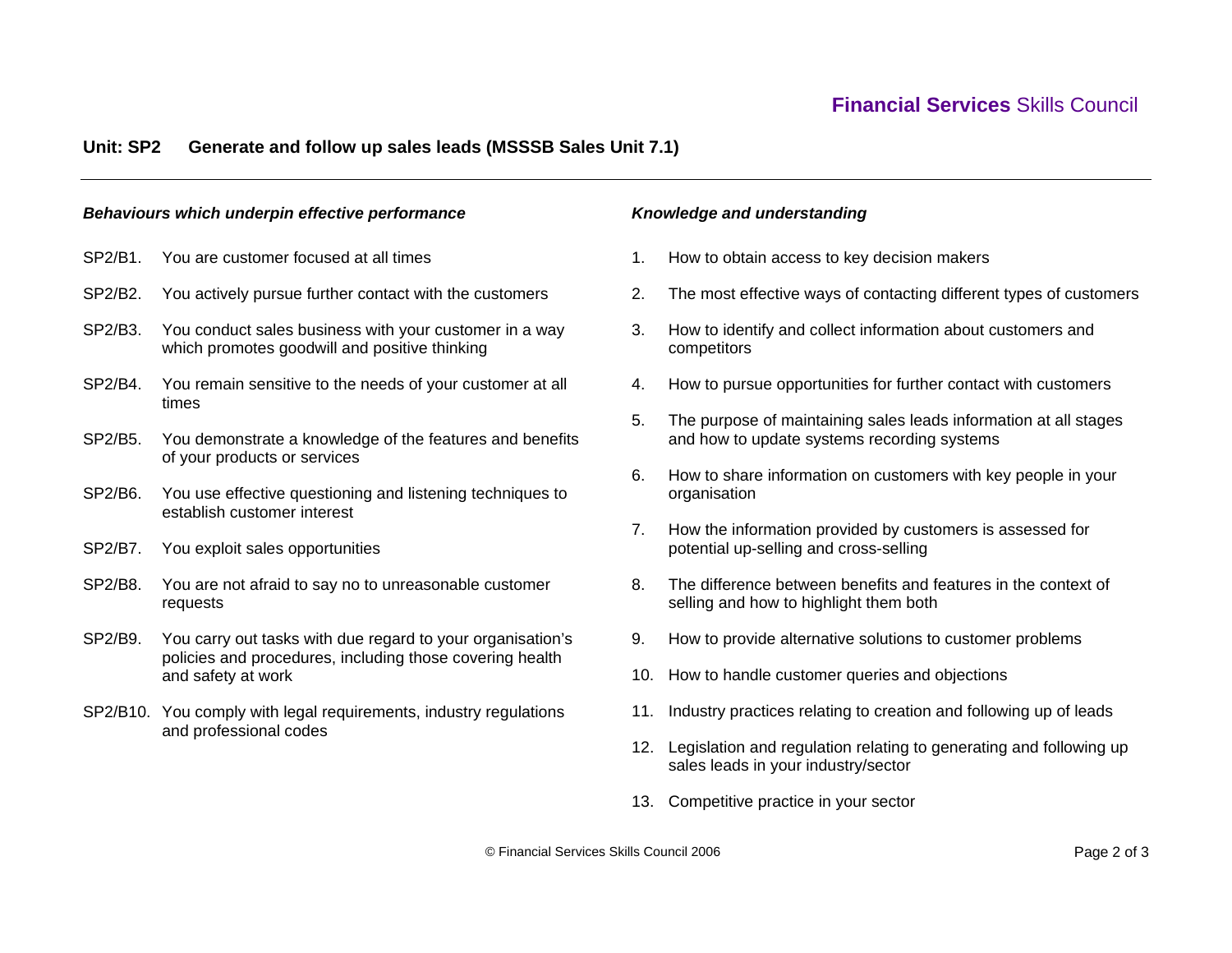## Unit: SP2 Generate and follow up sales leads (MSSSB Sales Unit 7.1)

### *Behaviours which underpin effective performance*

SP2/B1. You are customer focused at all times

SP2/B2. You actively pursue further contact with the customers

SP2/B3. You conduct sales business with your customer in a way which promotes goodwill and positive thinking

SP2/B4. You remain sensitive to the needs of your customer at all times

SP2/B5. You demonstrate a knowledge of the features and benefits of your products or services

SP2/B6. You use effective questioning and listening techniques to establish customer interest

SP2/B7. You exploit sales opportunities

SP2/B8. You are not afraid to say no to unreasonable customer requests

SP2/B9. You carry out tasks with due regard to your organisation's policies and procedures, including those covering health and safety at work

SP2/B10. You comply with legal requirements, industry regulations and professional codes

### *Knowledge and understanding*

1. How to obtain access to key decision makers
2. The most effective ways of contacting different types of customers
3. How to identify and collect information about customers and competitors
4. How to pursue opportunities for further contact with customers
5. The purpose of maintaining sales leads information at all stages and how to update systems recording systems
6. How to share information on customers with key people in your organisation
7. How the information provided by customers is assessed for potential up-selling and cross-selling
8. The difference between benefits and features in the context of selling and how to highlight them both
9. How to provide alternative solutions to customer problems
10. How to handle customer queries and objections
11. Industry practices relating to creation and following up of leads
12. Legislation and regulation relating to generating and following up sales leads in your industry/sector
13. Competitive practice in your sector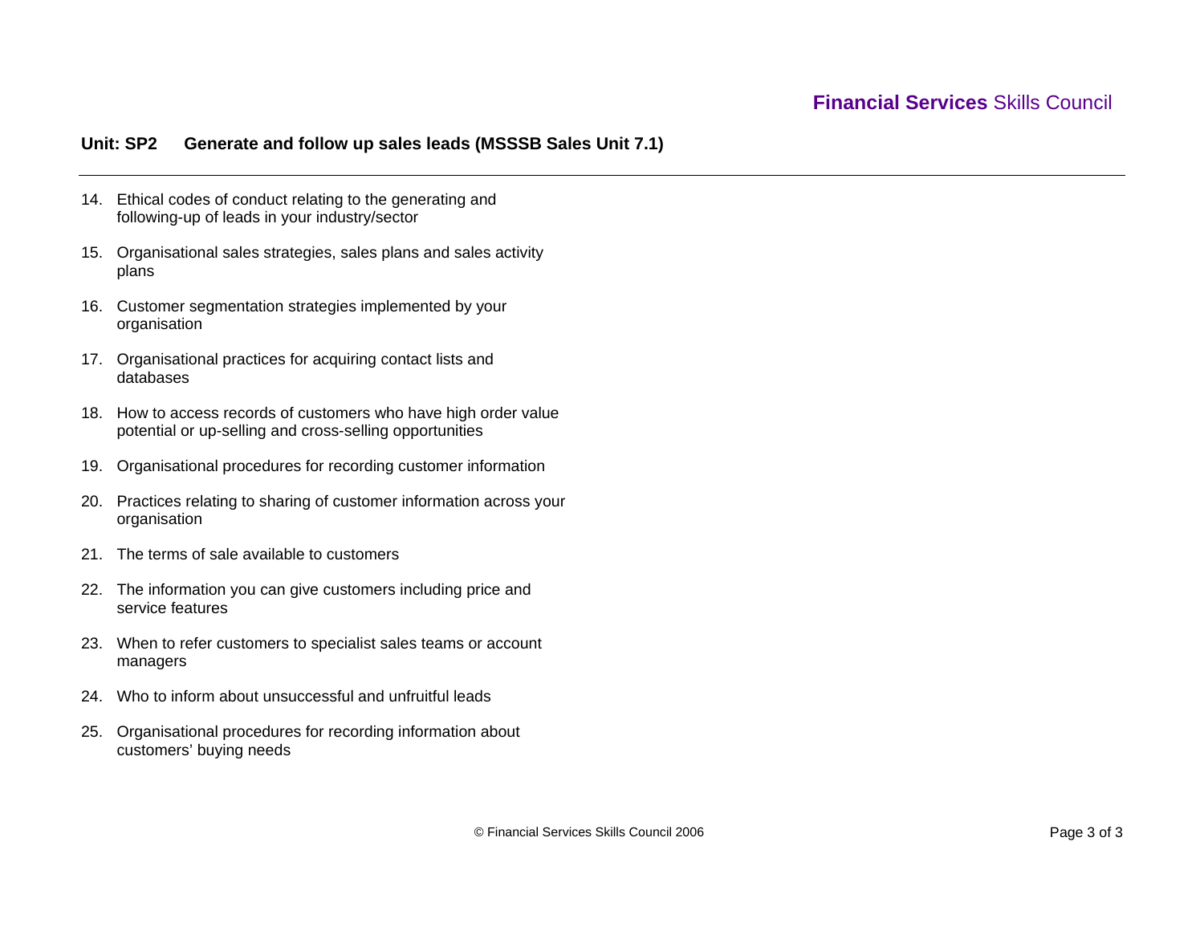**Unit: SP2 Generate and follow up sales leads (MSSSB Sales Unit 7.1)**

---

14. Ethical codes of conduct relating to the generating and following-up of leads in your industry/sector

15. Organisational sales strategies, sales plans and sales activity plans

16. Customer segmentation strategies implemented by your organisation

17. Organisational practices for acquiring contact lists and databases

18. How to access records of customers who have high order value potential or up-selling and cross-selling opportunities

19. Organisational procedures for recording customer information

20. Practices relating to sharing of customer information across your organisation

21. The terms of sale available to customers

22. The information you can give customers including price and service features

23. When to refer customers to specialist sales teams or account managers

24. Who to inform about unsuccessful and unfruitful leads

25. Organisational procedures for recording information about customers' buying needs